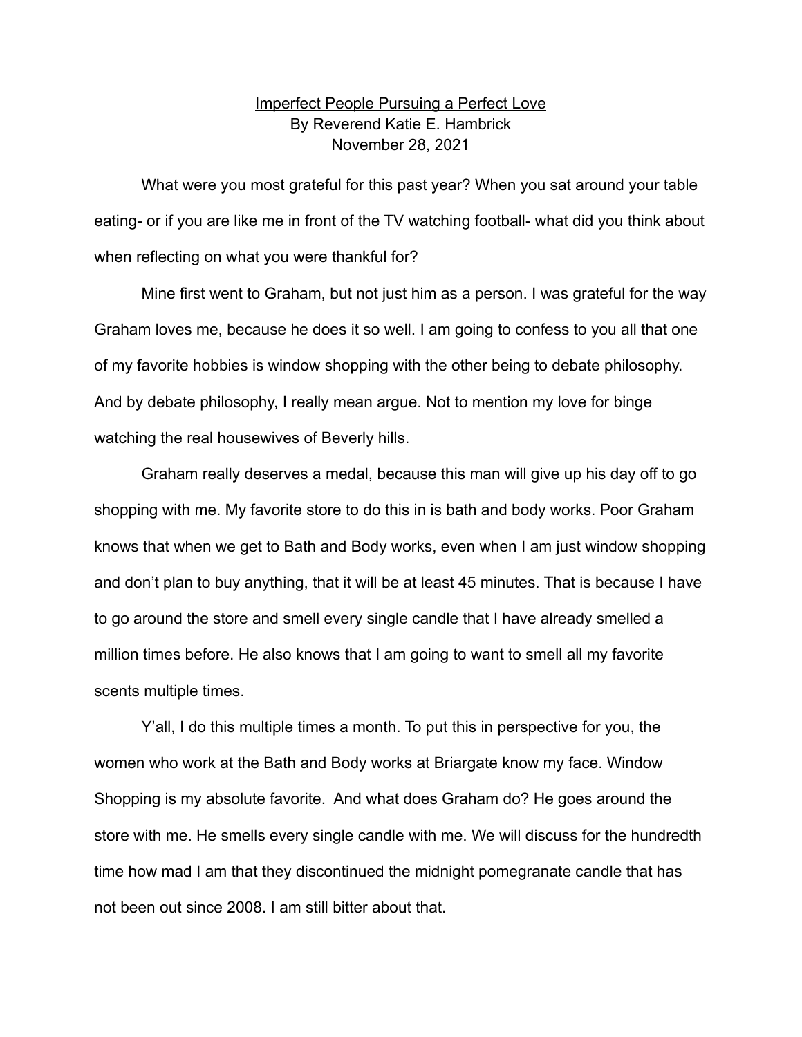# Imperfect People Pursuing a Perfect Love

By Reverend Katie E. Hambrick
November 28, 2021

What were you most grateful for this past year? When you sat around your table eating- or if you are like me in front of the TV watching football- what did you think about when reflecting on what you were thankful for?

Mine first went to Graham, but not just him as a person. I was grateful for the way Graham loves me, because he does it so well. I am going to confess to you all that one of my favorite hobbies is window shopping with the other being to debate philosophy. And by debate philosophy, I really mean argue. Not to mention my love for binge watching the real housewives of Beverly hills.

Graham really deserves a medal, because this man will give up his day off to go shopping with me. My favorite store to do this in is bath and body works. Poor Graham knows that when we get to Bath and Body works, even when I am just window shopping and don't plan to buy anything, that it will be at least 45 minutes. That is because I have to go around the store and smell every single candle that I have already smelled a million times before. He also knows that I am going to want to smell all my favorite scents multiple times.

Y'all, I do this multiple times a month. To put this in perspective for you, the women who work at the Bath and Body works at Briargate know my face. Window Shopping is my absolute favorite. And what does Graham do? He goes around the store with me. He smells every single candle with me. We will discuss for the hundredth time how mad I am that they discontinued the midnight pomegranate candle that has not been out since 2008. I am still bitter about that.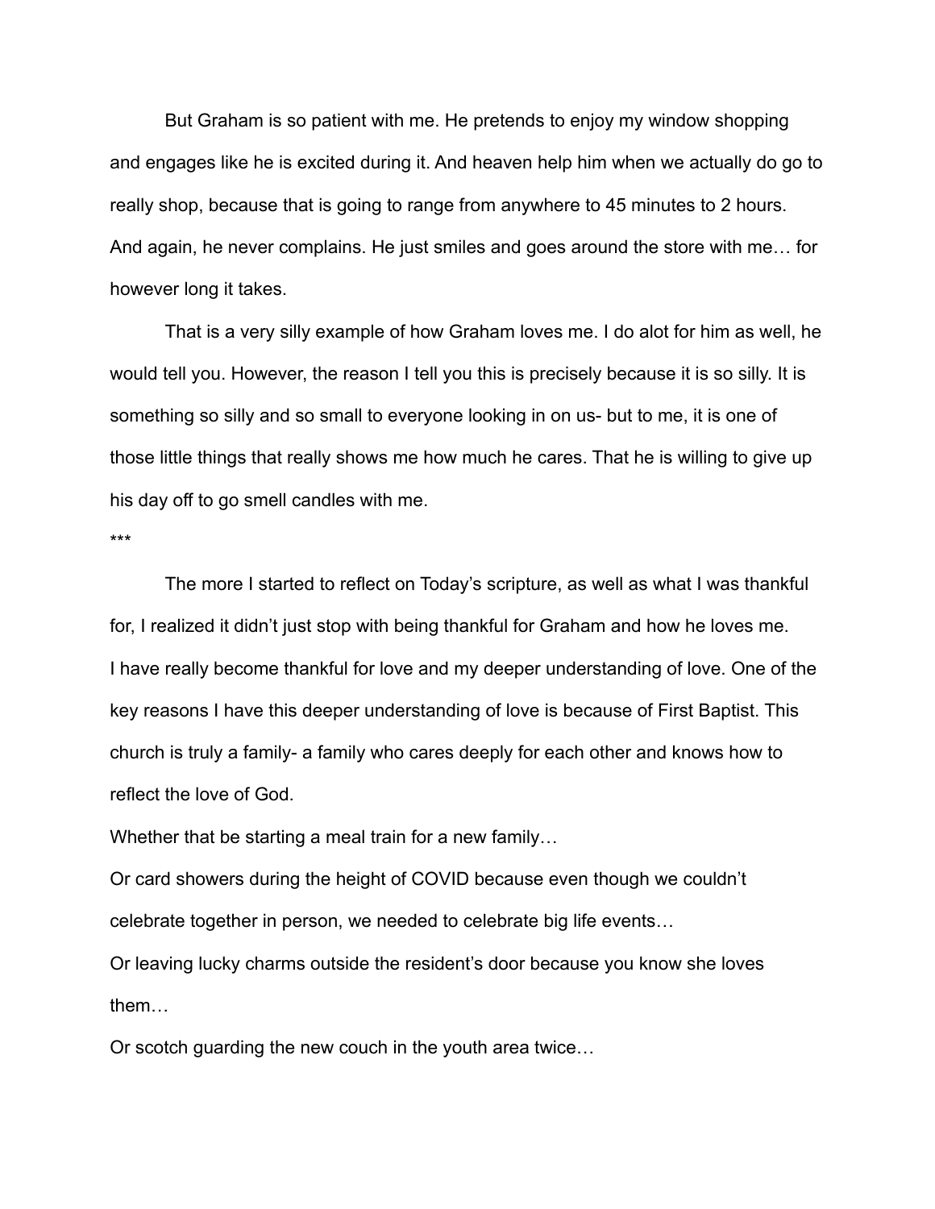But Graham is so patient with me. He pretends to enjoy my window shopping and engages like he is excited during it. And heaven help him when we actually do go to really shop, because that is going to range from anywhere to 45 minutes to 2 hours. And again, he never complains. He just smiles and goes around the store with me… for however long it takes.

That is a very silly example of how Graham loves me. I do alot for him as well, he would tell you. However, the reason I tell you this is precisely because it is so silly. It is something so silly and so small to everyone looking in on us- but to me, it is one of those little things that really shows me how much he cares. That he is willing to give up his day off to go smell candles with me.

***

The more I started to reflect on Today's scripture, as well as what I was thankful for, I realized it didn't just stop with being thankful for Graham and how he loves me. I have really become thankful for love and my deeper understanding of love. One of the key reasons I have this deeper understanding of love is because of First Baptist. This church is truly a family- a family who cares deeply for each other and knows how to reflect the love of God.

Whether that be starting a meal train for a new family…

Or card showers during the height of COVID because even though we couldn't celebrate together in person, we needed to celebrate big life events…

Or leaving lucky charms outside the resident's door because you know she loves them…

Or scotch guarding the new couch in the youth area twice…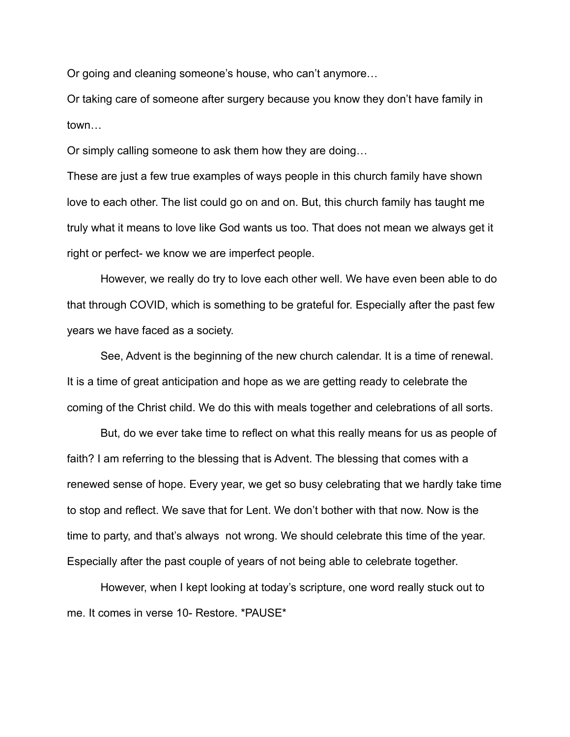Or going and cleaning someone's house, who can't anymore…

Or taking care of someone after surgery because you know they don't have family in town…

Or simply calling someone to ask them how they are doing…

These are just a few true examples of ways people in this church family have shown love to each other. The list could go on and on. But, this church family has taught me truly what it means to love like God wants us too. That does not mean we always get it right or perfect- we know we are imperfect people.

However, we really do try to love each other well. We have even been able to do that through COVID, which is something to be grateful for. Especially after the past few years we have faced as a society.

See, Advent is the beginning of the new church calendar. It is a time of renewal. It is a time of great anticipation and hope as we are getting ready to celebrate the coming of the Christ child. We do this with meals together and celebrations of all sorts.

But, do we ever take time to reflect on what this really means for us as people of faith? I am referring to the blessing that is Advent. The blessing that comes with a renewed sense of hope. Every year, we get so busy celebrating that we hardly take time to stop and reflect. We save that for Lent. We don't bother with that now. Now is the time to party, and that's always not wrong. We should celebrate this time of the year. Especially after the past couple of years of not being able to celebrate together.

However, when I kept looking at today's scripture, one word really stuck out to me. It comes in verse 10- Restore. *PAUSE*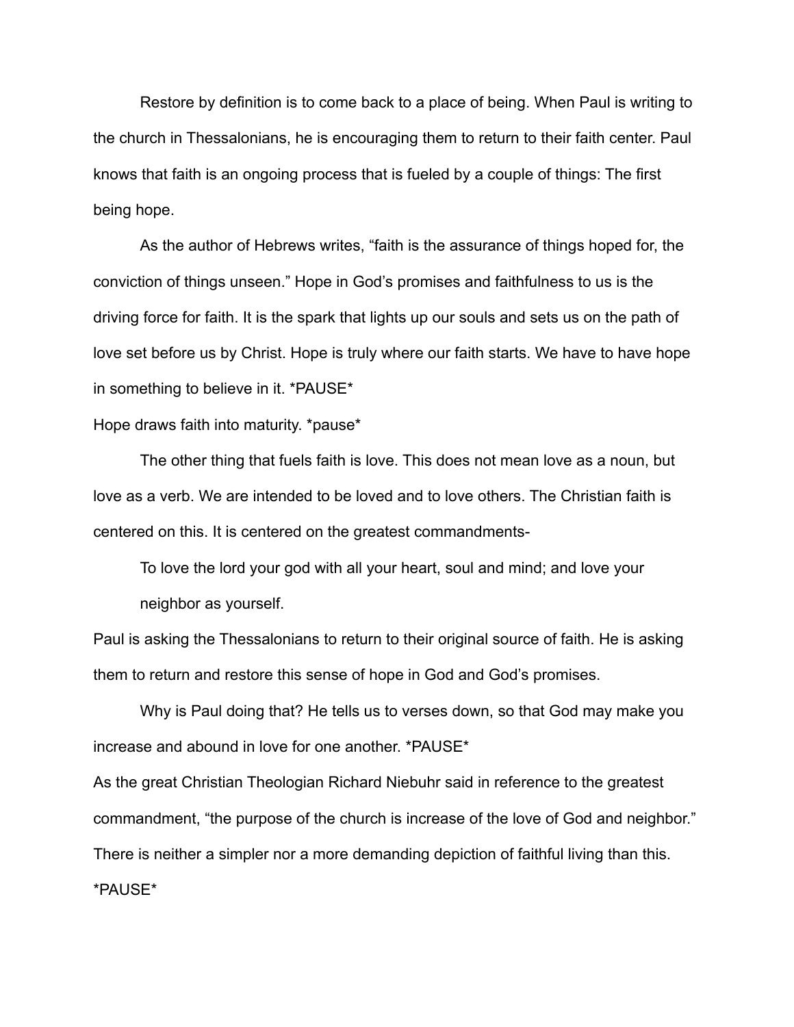Restore by definition is to come back to a place of being. When Paul is writing to the church in Thessalonians, he is encouraging them to return to their faith center. Paul knows that faith is an ongoing process that is fueled by a couple of things: The first being hope.

As the author of Hebrews writes, “faith is the assurance of things hoped for, the conviction of things unseen.” Hope in God’s promises and faithfulness to us is the driving force for faith. It is the spark that lights up our souls and sets us on the path of love set before us by Christ. Hope is truly where our faith starts. We have to have hope in something to believe in it. *PAUSE*

Hope draws faith into maturity. *pause*

The other thing that fuels faith is love. This does not mean love as a noun, but love as a verb. We are intended to be loved and to love others. The Christian faith is centered on this. It is centered on the greatest commandments-

> To love the lord your god with all your heart, soul and mind; and love your neighbor as yourself.

Paul is asking the Thessalonians to return to their original source of faith. He is asking them to return and restore this sense of hope in God and God’s promises.

Why is Paul doing that? He tells us to verses down, so that God may make you increase and abound in love for one another. *PAUSE*

As the great Christian Theologian Richard Niebuhr said in reference to the greatest commandment, “the purpose of the church is increase of the love of God and neighbor.” There is neither a simpler nor a more demanding depiction of faithful living than this. *PAUSE*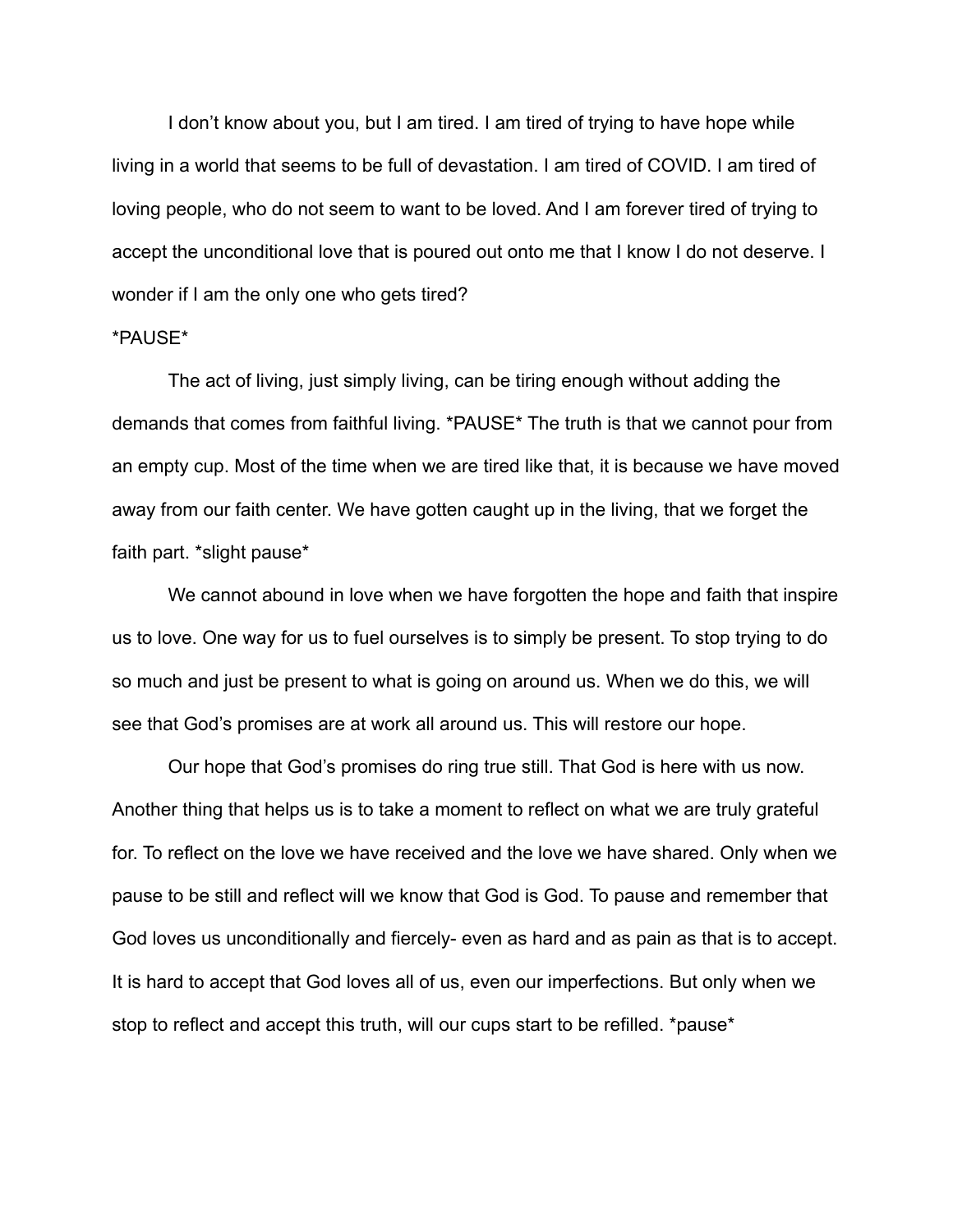I don't know about you, but I am tired. I am tired of trying to have hope while living in a world that seems to be full of devastation. I am tired of COVID. I am tired of loving people, who do not seem to want to be loved. And I am forever tired of trying to accept the unconditional love that is poured out onto me that I know I do not deserve. I wonder if I am the only one who gets tired?

*PAUSE*

The act of living, just simply living, can be tiring enough without adding the demands that comes from faithful living. *PAUSE* The truth is that we cannot pour from an empty cup. Most of the time when we are tired like that, it is because we have moved away from our faith center. We have gotten caught up in the living, that we forget the faith part. *slight pause*

We cannot abound in love when we have forgotten the hope and faith that inspire us to love. One way for us to fuel ourselves is to simply be present. To stop trying to do so much and just be present to what is going on around us. When we do this, we will see that God's promises are at work all around us. This will restore our hope.

Our hope that God's promises do ring true still. That God is here with us now. Another thing that helps us is to take a moment to reflect on what we are truly grateful for. To reflect on the love we have received and the love we have shared. Only when we pause to be still and reflect will we know that God is God. To pause and remember that God loves us unconditionally and fiercely- even as hard and as pain as that is to accept. It is hard to accept that God loves all of us, even our imperfections. But only when we stop to reflect and accept this truth, will our cups start to be refilled. *pause*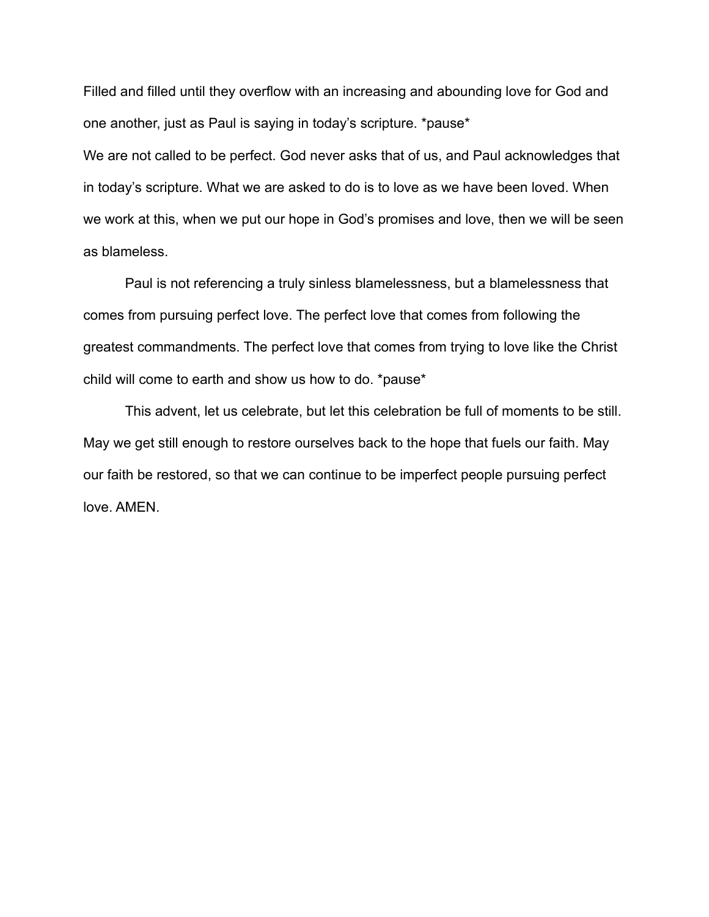Filled and filled until they overflow with an increasing and abounding love for God and one another, just as Paul is saying in today's scripture. *pause*

We are not called to be perfect. God never asks that of us, and Paul acknowledges that in today's scripture. What we are asked to do is to love as we have been loved. When we work at this, when we put our hope in God's promises and love, then we will be seen as blameless.

Paul is not referencing a truly sinless blamelessness, but a blamelessness that comes from pursuing perfect love. The perfect love that comes from following the greatest commandments. The perfect love that comes from trying to love like the Christ child will come to earth and show us how to do. *pause*

This advent, let us celebrate, but let this celebration be full of moments to be still. May we get still enough to restore ourselves back to the hope that fuels our faith. May our faith be restored, so that we can continue to be imperfect people pursuing perfect love. AMEN.